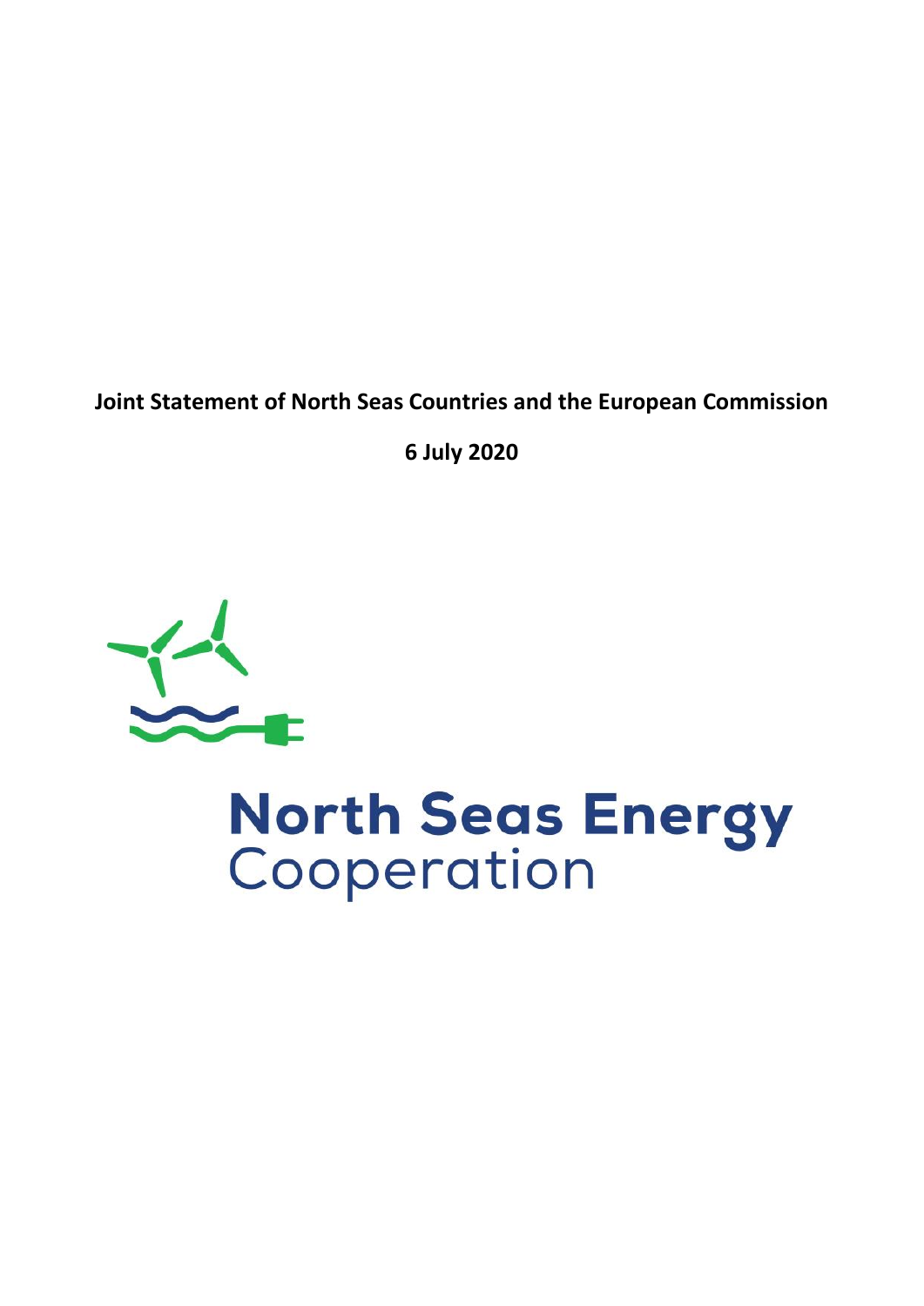**Joint Statement of North Seas Countries and the European Commission**

**6 July 2020**

**North Seas Energy**
Cooperation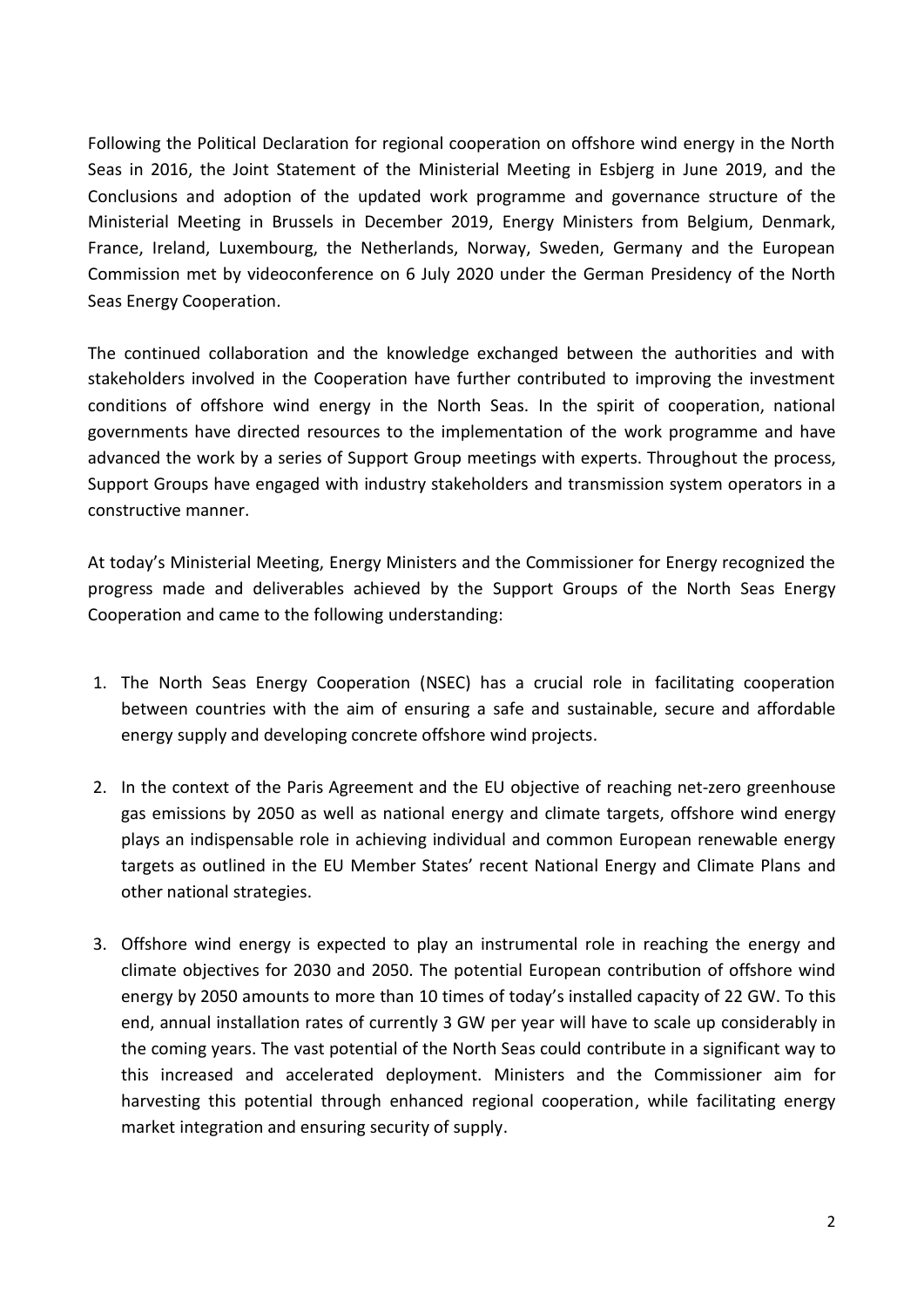Following the Political Declaration for regional cooperation on offshore wind energy in the North Seas in 2016, the Joint Statement of the Ministerial Meeting in Esbjerg in June 2019, and the Conclusions and adoption of the updated work programme and governance structure of the Ministerial Meeting in Brussels in December 2019, Energy Ministers from Belgium, Denmark, France, Ireland, Luxembourg, the Netherlands, Norway, Sweden, Germany and the European Commission met by videoconference on 6 July 2020 under the German Presidency of the North Seas Energy Cooperation.

The continued collaboration and the knowledge exchanged between the authorities and with stakeholders involved in the Cooperation have further contributed to improving the investment conditions of offshore wind energy in the North Seas. In the spirit of cooperation, national governments have directed resources to the implementation of the work programme and have advanced the work by a series of Support Group meetings with experts. Throughout the process, Support Groups have engaged with industry stakeholders and transmission system operators in a constructive manner.

At today's Ministerial Meeting, Energy Ministers and the Commissioner for Energy recognized the progress made and deliverables achieved by the Support Groups of the North Seas Energy Cooperation and came to the following understanding:

1. The North Seas Energy Cooperation (NSEC) has a crucial role in facilitating cooperation between countries with the aim of ensuring a safe and sustainable, secure and affordable energy supply and developing concrete offshore wind projects.

2. In the context of the Paris Agreement and the EU objective of reaching net-zero greenhouse gas emissions by 2050 as well as national energy and climate targets, offshore wind energy plays an indispensable role in achieving individual and common European renewable energy targets as outlined in the EU Member States' recent National Energy and Climate Plans and other national strategies.

3. Offshore wind energy is expected to play an instrumental role in reaching the energy and climate objectives for 2030 and 2050. The potential European contribution of offshore wind energy by 2050 amounts to more than 10 times of today's installed capacity of 22 GW. To this end, annual installation rates of currently 3 GW per year will have to scale up considerably in the coming years. The vast potential of the North Seas could contribute in a significant way to this increased and accelerated deployment. Ministers and the Commissioner aim for harvesting this potential through enhanced regional cooperation, while facilitating energy market integration and ensuring security of supply.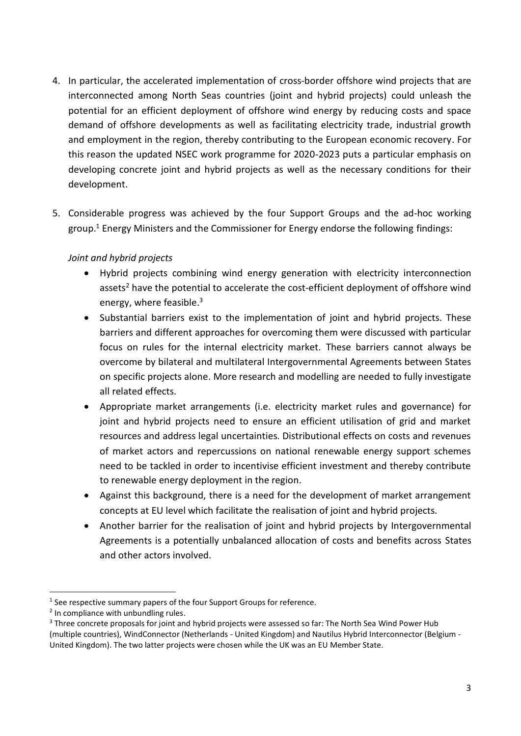4. In particular, the accelerated implementation of cross-border offshore wind projects that are interconnected among North Seas countries (joint and hybrid projects) could unleash the potential for an efficient deployment of offshore wind energy by reducing costs and space demand of offshore developments as well as facilitating electricity trade, industrial growth and employment in the region, thereby contributing to the European economic recovery. For this reason the updated NSEC work programme for 2020-2023 puts a particular emphasis on developing concrete joint and hybrid projects as well as the necessary conditions for their development.

5. Considerable progress was achieved by the four Support Groups and the ad-hoc working group.[1] Energy Ministers and the Commissioner for Energy endorse the following findings:

   *Joint and hybrid projects*

   - Hybrid projects combining wind energy generation with electricity interconnection assets[2] have the potential to accelerate the cost-efficient deployment of offshore wind energy, where feasible.[3]
   - Substantial barriers exist to the implementation of joint and hybrid projects. These barriers and different approaches for overcoming them were discussed with particular focus on rules for the internal electricity market. These barriers cannot always be overcome by bilateral and multilateral Intergovernmental Agreements between States on specific projects alone. More research and modelling are needed to fully investigate all related effects.
   - Appropriate market arrangements (i.e. electricity market rules and governance) for joint and hybrid projects need to ensure an efficient utilisation of grid and market resources and address legal uncertainties. Distributional effects on costs and revenues of market actors and repercussions on national renewable energy support schemes need to be tackled in order to incentivise efficient investment and thereby contribute to renewable energy deployment in the region.
   - Against this background, there is a need for the development of market arrangement concepts at EU level which facilitate the realisation of joint and hybrid projects.
   - Another barrier for the realisation of joint and hybrid projects by Intergovernmental Agreements is a potentially unbalanced allocation of costs and benefits across States and other actors involved.

---

[1] See respective summary papers of the four Support Groups for reference.

[2] In compliance with unbundling rules.

[3] Three concrete proposals for joint and hybrid projects were assessed so far: The North Sea Wind Power Hub (multiple countries), WindConnector (Netherlands - United Kingdom) and Nautilus Hybrid Interconnector (Belgium - United Kingdom). The two latter projects were chosen while the UK was an EU Member State.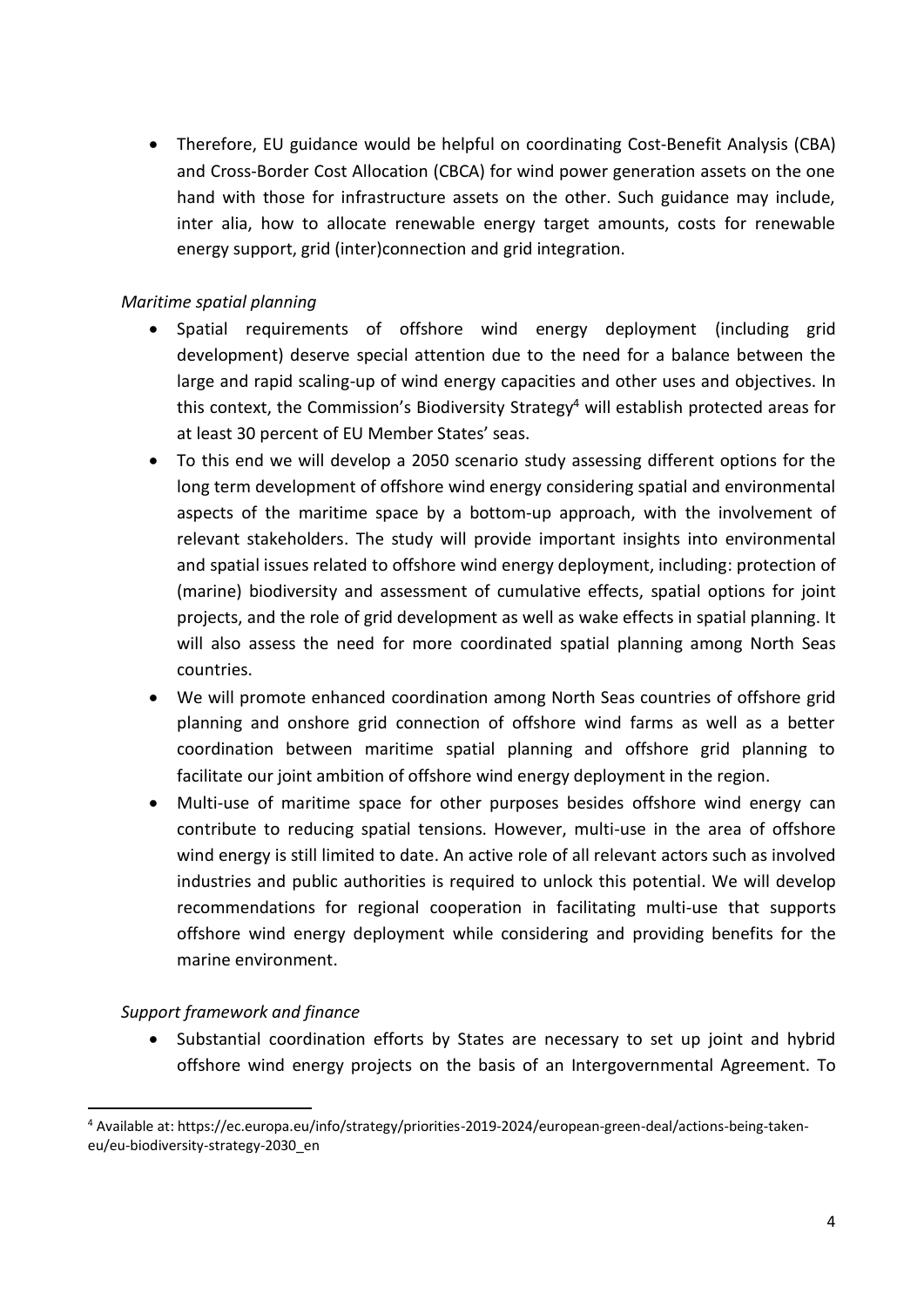- Therefore, EU guidance would be helpful on coordinating Cost-Benefit Analysis (CBA) and Cross-Border Cost Allocation (CBCA) for wind power generation assets on the one hand with those for infrastructure assets on the other. Such guidance may include, inter alia, how to allocate renewable energy target amounts, costs for renewable energy support, grid (inter)connection and grid integration.

*Maritime spatial planning*

- Spatial requirements of offshore wind energy deployment (including grid development) deserve special attention due to the need for a balance between the large and rapid scaling-up of wind energy capacities and other uses and objectives. In this context, the Commission's Biodiversity Strategy[4] will establish protected areas for at least 30 percent of EU Member States' seas.
- To this end we will develop a 2050 scenario study assessing different options for the long term development of offshore wind energy considering spatial and environmental aspects of the maritime space by a bottom-up approach, with the involvement of relevant stakeholders. The study will provide important insights into environmental and spatial issues related to offshore wind energy deployment, including: protection of (marine) biodiversity and assessment of cumulative effects, spatial options for joint projects, and the role of grid development as well as wake effects in spatial planning. It will also assess the need for more coordinated spatial planning among North Seas countries.
- We will promote enhanced coordination among North Seas countries of offshore grid planning and onshore grid connection of offshore wind farms as well as a better coordination between maritime spatial planning and offshore grid planning to facilitate our joint ambition of offshore wind energy deployment in the region.
- Multi-use of maritime space for other purposes besides offshore wind energy can contribute to reducing spatial tensions. However, multi-use in the area of offshore wind energy is still limited to date. An active role of all relevant actors such as involved industries and public authorities is required to unlock this potential. We will develop recommendations for regional cooperation in facilitating multi-use that supports offshore wind energy deployment while considering and providing benefits for the marine environment.

*Support framework and finance*

- Substantial coordination efforts by States are necessary to set up joint and hybrid offshore wind energy projects on the basis of an Intergovernmental Agreement. To

[4] Available at: https://ec.europa.eu/info/strategy/priorities-2019-2024/european-green-deal/actions-being-taken-eu/eu-biodiversity-strategy-2030_en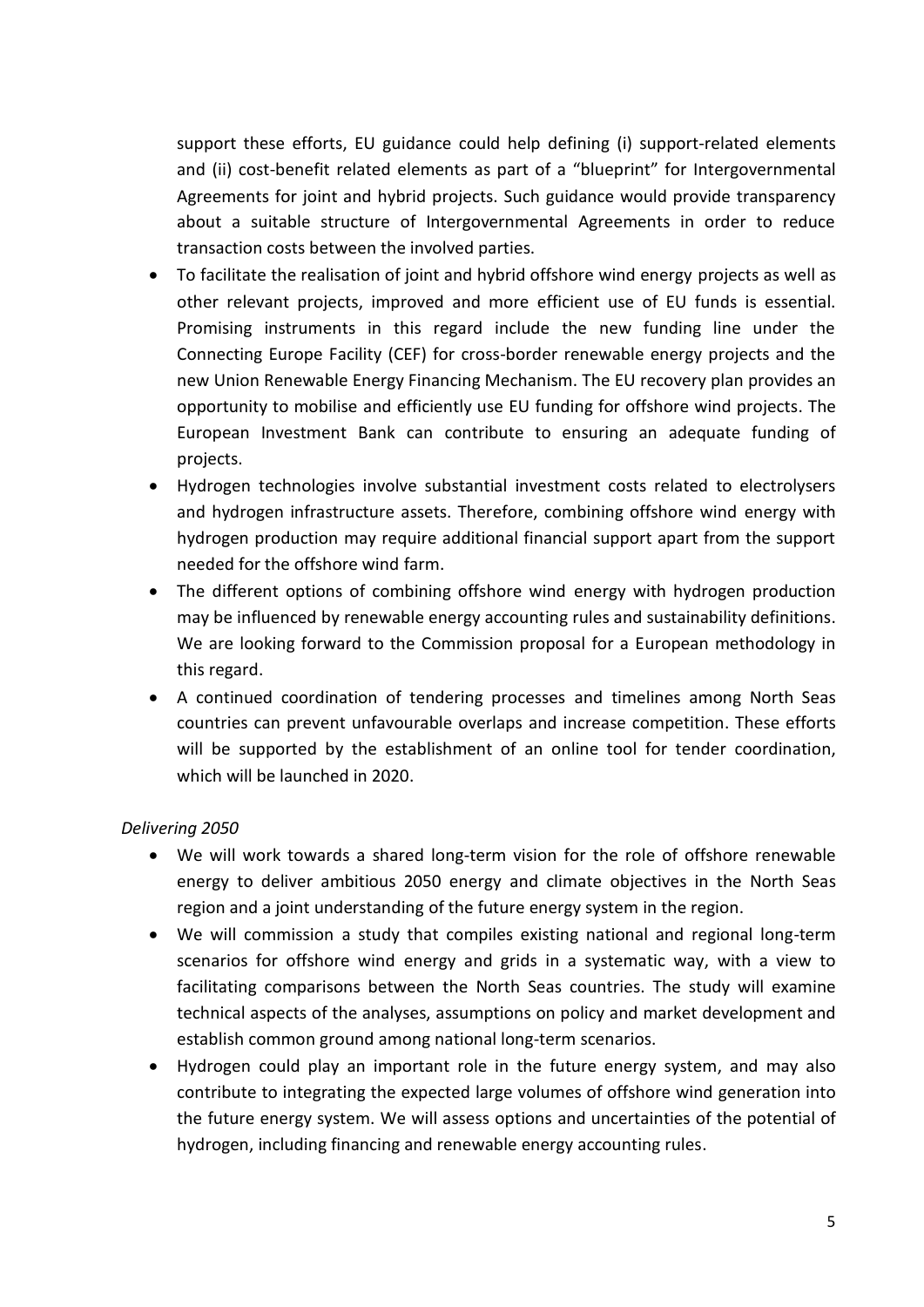support these efforts, EU guidance could help defining (i) support-related elements and (ii) cost-benefit related elements as part of a "blueprint" for Intergovernmental Agreements for joint and hybrid projects. Such guidance would provide transparency about a suitable structure of Intergovernmental Agreements in order to reduce transaction costs between the involved parties.

- To facilitate the realisation of joint and hybrid offshore wind energy projects as well as other relevant projects, improved and more efficient use of EU funds is essential. Promising instruments in this regard include the new funding line under the Connecting Europe Facility (CEF) for cross-border renewable energy projects and the new Union Renewable Energy Financing Mechanism. The EU recovery plan provides an opportunity to mobilise and efficiently use EU funding for offshore wind projects. The European Investment Bank can contribute to ensuring an adequate funding of projects.
- Hydrogen technologies involve substantial investment costs related to electrolysers and hydrogen infrastructure assets. Therefore, combining offshore wind energy with hydrogen production may require additional financial support apart from the support needed for the offshore wind farm.
- The different options of combining offshore wind energy with hydrogen production may be influenced by renewable energy accounting rules and sustainability definitions. We are looking forward to the Commission proposal for a European methodology in this regard.
- A continued coordination of tendering processes and timelines among North Seas countries can prevent unfavourable overlaps and increase competition. These efforts will be supported by the establishment of an online tool for tender coordination, which will be launched in 2020.

*Delivering 2050*

- We will work towards a shared long-term vision for the role of offshore renewable energy to deliver ambitious 2050 energy and climate objectives in the North Seas region and a joint understanding of the future energy system in the region.
- We will commission a study that compiles existing national and regional long-term scenarios for offshore wind energy and grids in a systematic way, with a view to facilitating comparisons between the North Seas countries. The study will examine technical aspects of the analyses, assumptions on policy and market development and establish common ground among national long-term scenarios.
- Hydrogen could play an important role in the future energy system, and may also contribute to integrating the expected large volumes of offshore wind generation into the future energy system. We will assess options and uncertainties of the potential of hydrogen, including financing and renewable energy accounting rules.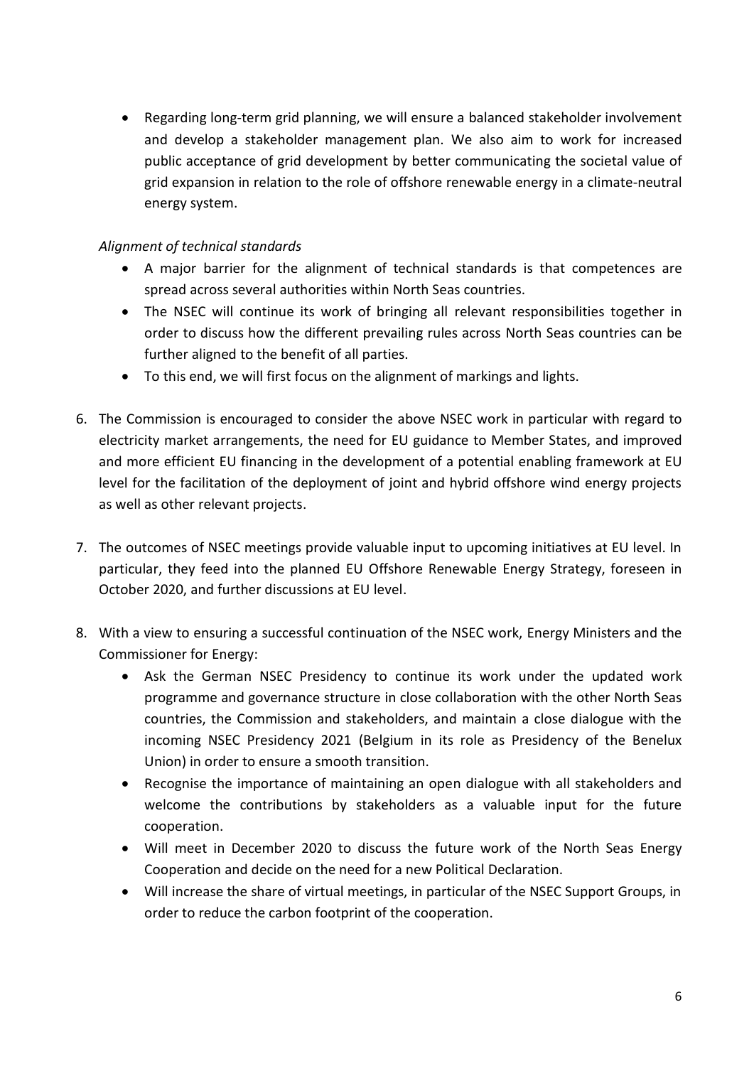- Regarding long-term grid planning, we will ensure a balanced stakeholder involvement and develop a stakeholder management plan. We also aim to work for increased public acceptance of grid development by better communicating the societal value of grid expansion in relation to the role of offshore renewable energy in a climate-neutral energy system.

*Alignment of technical standards*

- A major barrier for the alignment of technical standards is that competences are spread across several authorities within North Seas countries.
- The NSEC will continue its work of bringing all relevant responsibilities together in order to discuss how the different prevailing rules across North Seas countries can be further aligned to the benefit of all parties.
- To this end, we will first focus on the alignment of markings and lights.

6. The Commission is encouraged to consider the above NSEC work in particular with regard to electricity market arrangements, the need for EU guidance to Member States, and improved and more efficient EU financing in the development of a potential enabling framework at EU level for the facilitation of the deployment of joint and hybrid offshore wind energy projects as well as other relevant projects.

7. The outcomes of NSEC meetings provide valuable input to upcoming initiatives at EU level. In particular, they feed into the planned EU Offshore Renewable Energy Strategy, foreseen in October 2020, and further discussions at EU level.

8. With a view to ensuring a successful continuation of the NSEC work, Energy Ministers and the Commissioner for Energy:
   - Ask the German NSEC Presidency to continue its work under the updated work programme and governance structure in close collaboration with the other North Seas countries, the Commission and stakeholders, and maintain a close dialogue with the incoming NSEC Presidency 2021 (Belgium in its role as Presidency of the Benelux Union) in order to ensure a smooth transition.
   - Recognise the importance of maintaining an open dialogue with all stakeholders and welcome the contributions by stakeholders as a valuable input for the future cooperation.
   - Will meet in December 2020 to discuss the future work of the North Seas Energy Cooperation and decide on the need for a new Political Declaration.
   - Will increase the share of virtual meetings, in particular of the NSEC Support Groups, in order to reduce the carbon footprint of the cooperation.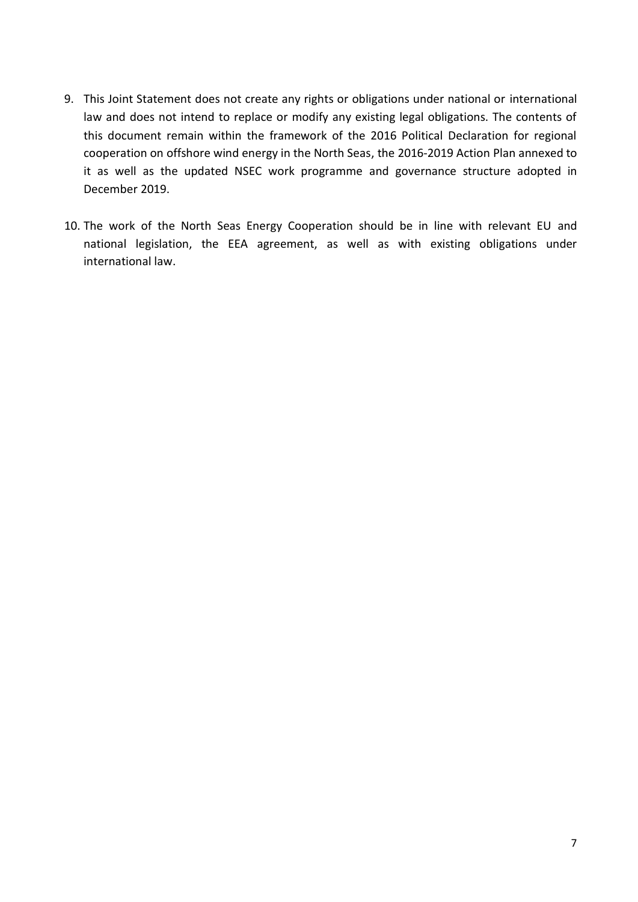9. This Joint Statement does not create any rights or obligations under national or international law and does not intend to replace or modify any existing legal obligations. The contents of this document remain within the framework of the 2016 Political Declaration for regional cooperation on offshore wind energy in the North Seas, the 2016-2019 Action Plan annexed to it as well as the updated NSEC work programme and governance structure adopted in December 2019.

10. The work of the North Seas Energy Cooperation should be in line with relevant EU and national legislation, the EEA agreement, as well as with existing obligations under international law.